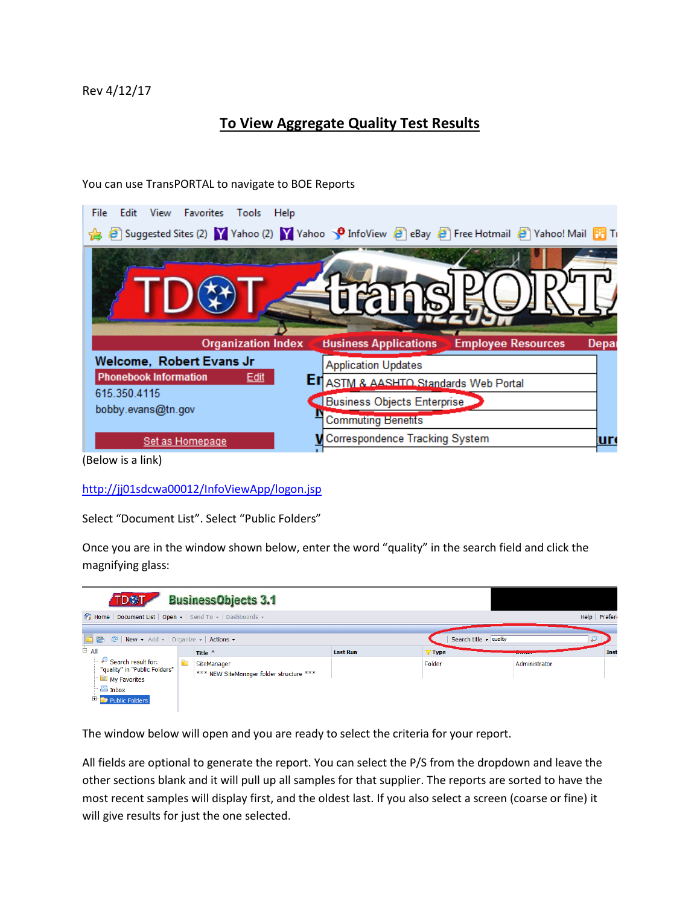Rev 4/12/17

# To View Aggregate Quality Test Results

You can use TransPORTAL to navigate to BOE Reports

(Below is a link)

http://jj01sdcwa00012/InfoViewApp/logon.jsp

Select “Document List”. Select “Public Folders”

Once you are in the window shown below, enter the word “quality” in the search field and click the magnifying glass:

The window below will open and you are ready to select the criteria for your report.

All fields are optional to generate the report. You can select the P/S from the dropdown and leave the other sections blank and it will pull up all samples for that supplier. The reports are sorted to have the most recent samples will display first, and the oldest last. If you also select a screen (coarse or fine) it will give results for just the one selected.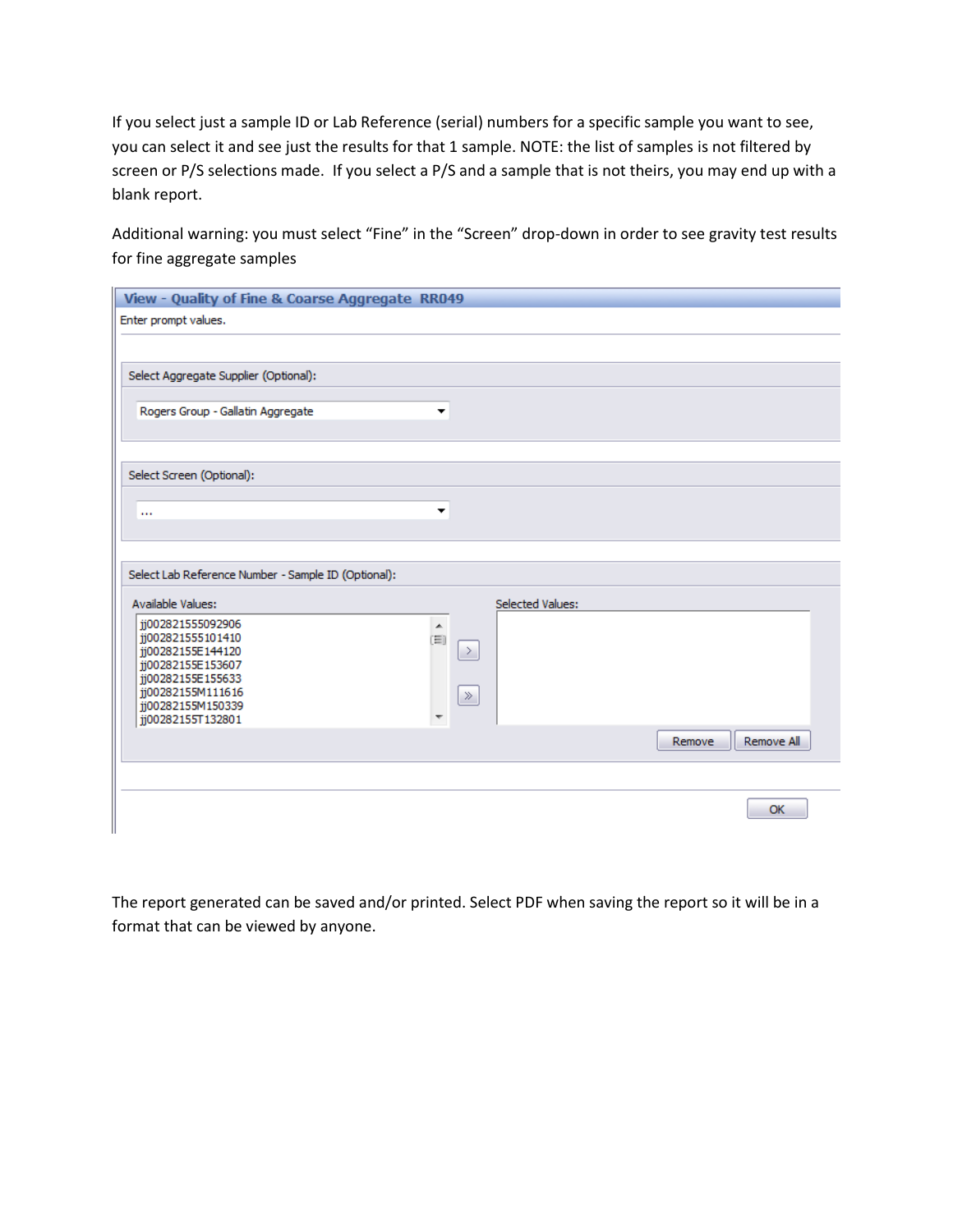If you select just a sample ID or Lab Reference (serial) numbers for a specific sample you want to see, you can select it and see just the results for that 1 sample. NOTE: the list of samples is not filtered by screen or P/S selections made. If you select a P/S and a sample that is not theirs, you may end up with a blank report.

Additional warning: you must select "Fine" in the "Screen" drop-down in order to see gravity test results for fine aggregate samples

**View - Quality of Fine & Coarse Aggregate RR049**

Enter prompt values.

Select Aggregate Supplier (Optional):

Rogers Group - Gallatin Aggregate

Select Screen (Optional):

...

Select Lab Reference Number - Sample ID (Optional):

Available Values:

jj002821555092906
jj002821555101410
jj00282155E144120
jj00282155E153607
jj00282155E155633
jj00282155M111616
jj00282155M150339
jj00282155T132801

Selected Values:

Remove | Remove All

OK

The report generated can be saved and/or printed. Select PDF when saving the report so it will be in a format that can be viewed by anyone.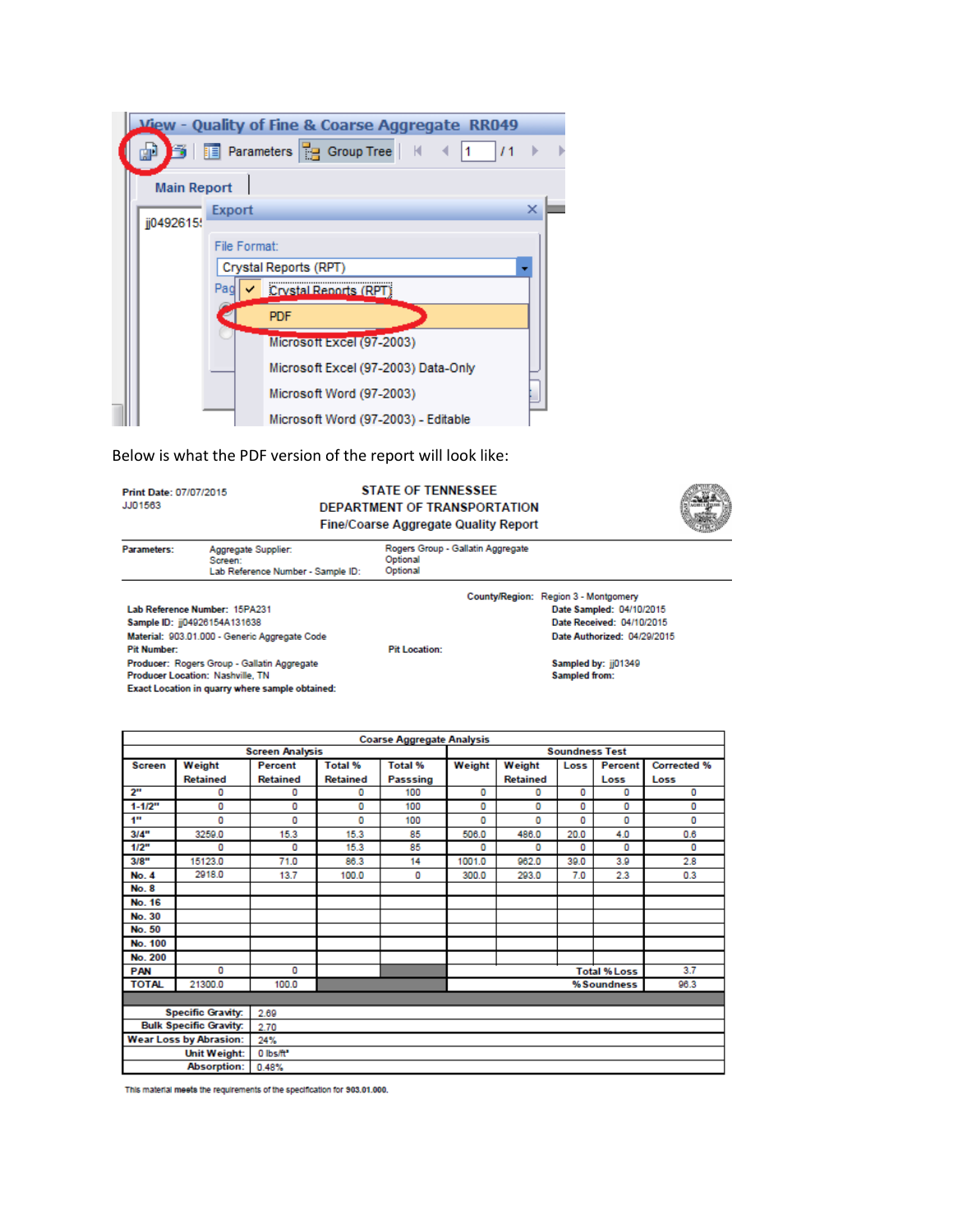View - Quality of Fine & Coarse Aggregate RR049

Parameters | Group Tree | 1 / 1

Main Report

jj0492615

Export

File Format:

Crystal Reports (RPT)

- Crystal Reports (RPT)
- PDF
- Microsoft Excel (97-2003)
- Microsoft Excel (97-2003) Data-Only
- Microsoft Word (97-2003)
- Microsoft Word (97-2003) - Editable

Below is what the PDF version of the report will look like:

**Print Date:** 07/07/2015
JJ01563

**STATE OF TENNESSEE**
**DEPARTMENT OF TRANSPORTATION**
**Fine/Coarse Aggregate Quality Report**

| **Parameters:** | Aggregate Supplier: | Rogers Group - Gallatin Aggregate |
|---|---|---|
| | Screen: | Optional |
| | Lab Reference Number - Sample ID: | Optional |

**County/Region:** Region 3 - Montgomery

**Lab Reference Number:** 15PA231
**Sample ID:** jj04926154A131638
**Material:** 903.01.000 - Generic Aggregate Code
**Pit Number:**
**Pit Location:**
**Producer:** Rogers Group - Gallatin Aggregate
**Producer Location:** Nashville, TN
**Exact Location in quarry where sample obtained:**

**Date Sampled:** 04/10/2015
**Date Received:** 04/10/2015
**Date Authorized:** 04/29/2015

**Sampled by:** jj01349
**Sampled from:**

| Coarse Aggregate Analysis | | | | | | | | | |
|---|---|---|---|---|---|---|---|---|---|
| | Screen Analysis | | | | Soundness Test | | | | |
| **Screen** | **Weight Retained** | **Percent Retained** | **Total % Retained** | **Total % Passsing** | **Weight** | **Weight Retained** | **Loss** | **Percent Loss** | **Corrected % Loss** |
| **2"** | 0 | 0 | 0 | 100 | 0 | 0 | 0 | 0 | 0 |
| **1-1/2"** | 0 | 0 | 0 | 100 | 0 | 0 | 0 | 0 | 0 |
| **1"** | 0 | 0 | 0 | 100 | 0 | 0 | 0 | 0 | 0 |
| **3/4"** | 3259.0 | 15.3 | 15.3 | 85 | 506.0 | 486.0 | 20.0 | 4.0 | 0.6 |
| **1/2"** | 0 | 0 | 15.3 | 85 | 0 | 0 | 0 | 0 | 0 |
| **3/8"** | 15123.0 | 71.0 | 86.3 | 14 | 1001.0 | 962.0 | 39.0 | 3.9 | 2.8 |
| **No. 4** | 2918.0 | 13.7 | 100.0 | 0 | 300.0 | 293.0 | 7.0 | 2.3 | 0.3 |
| **No. 8** | | | | | | | | | |
| **No. 16** | | | | | | | | | |
| **No. 30** | | | | | | | | | |
| **No. 50** | | | | | | | | | |
| **No. 100** | | | | | | | | | |
| **No. 200** | | | | | | | | | |
| **PAN** | 0 | 0 | | | **Total % Loss** | | | | 3.7 |
| **TOTAL** | 21300.0 | 100.0 | | | **% Soundness** | | | | 96.3 |

| | |
|---|---|
| **Specific Gravity:** | 2.69 |
| **Bulk Specific Gravity:** | 2.70 |
| **Wear Loss by Abrasion:** | 24% |
| **Unit Weight:** | 0 lbs/ft³ |
| **Absorption:** | 0.48% |

This material **meets** the requirements of the specification for **903.01.000.**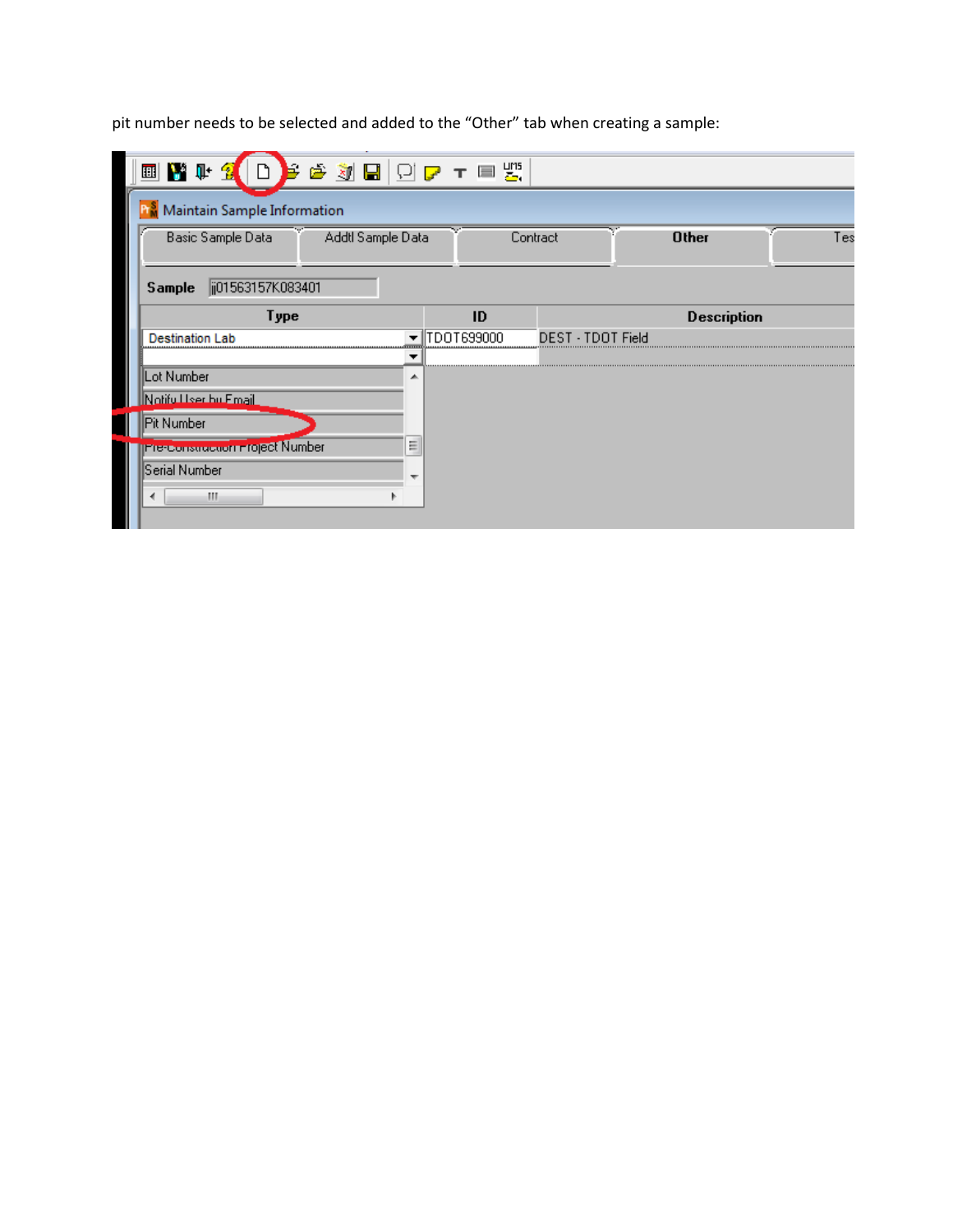pit number needs to be selected and added to the "Other" tab when creating a sample: